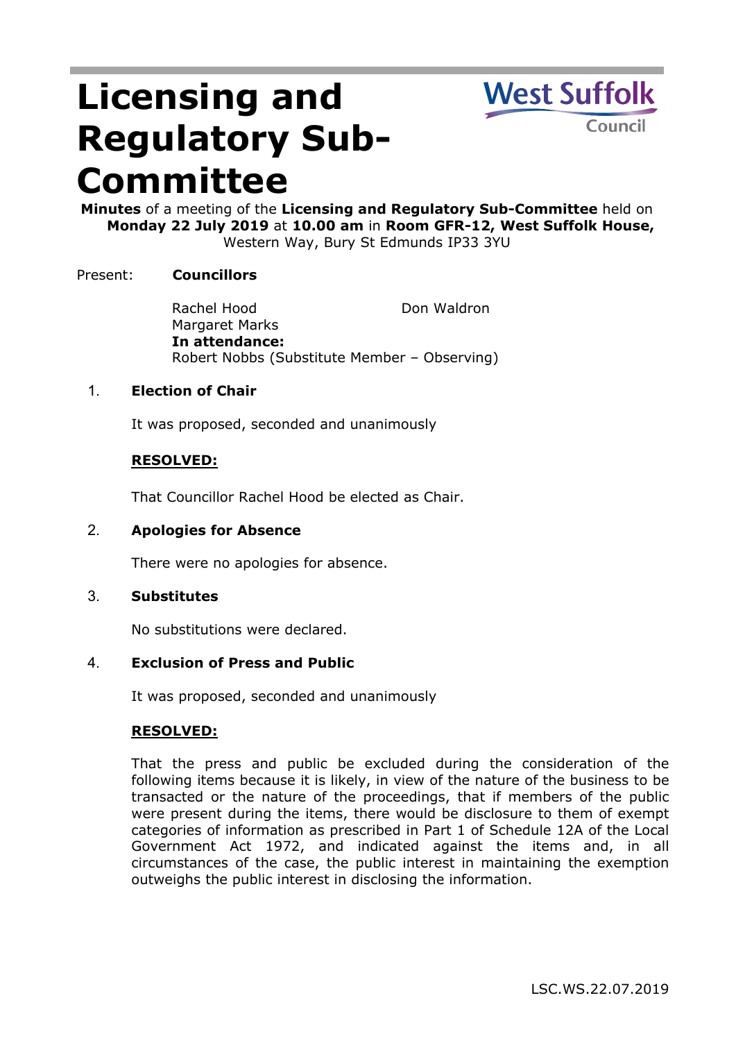# Licensing and Regulatory Sub-Committee

**Minutes** of a meeting of the **Licensing and Regulatory Sub-Committee** held on **Monday 22 July 2019** at **10.00 am** in **Room GFR-12, West Suffolk House,** Western Way, Bury St Edmunds IP33 3YU

Present: **Councillors**

Rachel Hood
Margaret Marks
Don Waldron

**In attendance:**
Robert Nobbs (Substitute Member – Observing)

## 1. Election of Chair

It was proposed, seconded and unanimously

**RESOLVED:**

That Councillor Rachel Hood be elected as Chair.

## 2. Apologies for Absence

There were no apologies for absence.

## 3. Substitutes

No substitutions were declared.

## 4. Exclusion of Press and Public

It was proposed, seconded and unanimously

**RESOLVED:**

That the press and public be excluded during the consideration of the following items because it is likely, in view of the nature of the business to be transacted or the nature of the proceedings, that if members of the public were present during the items, there would be disclosure to them of exempt categories of information as prescribed in Part 1 of Schedule 12A of the Local Government Act 1972, and indicated against the items and, in all circumstances of the case, the public interest in maintaining the exemption outweighs the public interest in disclosing the information.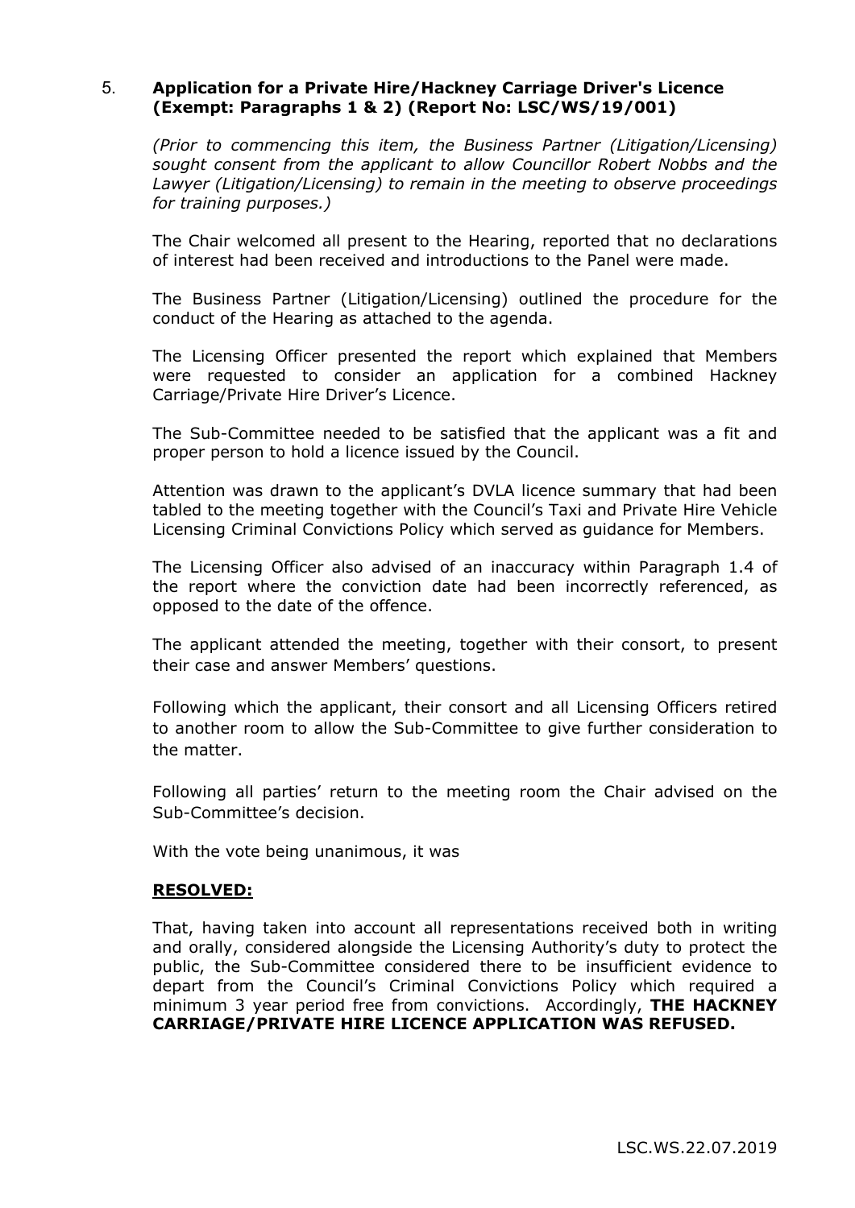## 5. **Application for a Private Hire/Hackney Carriage Driver's Licence (Exempt: Paragraphs 1 & 2) (Report No: LSC/WS/19/001)**

*(Prior to commencing this item, the Business Partner (Litigation/Licensing) sought consent from the applicant to allow Councillor Robert Nobbs and the Lawyer (Litigation/Licensing) to remain in the meeting to observe proceedings for training purposes.)*

The Chair welcomed all present to the Hearing, reported that no declarations of interest had been received and introductions to the Panel were made.

The Business Partner (Litigation/Licensing) outlined the procedure for the conduct of the Hearing as attached to the agenda.

The Licensing Officer presented the report which explained that Members were requested to consider an application for a combined Hackney Carriage/Private Hire Driver's Licence.

The Sub-Committee needed to be satisfied that the applicant was a fit and proper person to hold a licence issued by the Council.

Attention was drawn to the applicant's DVLA licence summary that had been tabled to the meeting together with the Council's Taxi and Private Hire Vehicle Licensing Criminal Convictions Policy which served as guidance for Members.

The Licensing Officer also advised of an inaccuracy within Paragraph 1.4 of the report where the conviction date had been incorrectly referenced, as opposed to the date of the offence.

The applicant attended the meeting, together with their consort, to present their case and answer Members' questions.

Following which the applicant, their consort and all Licensing Officers retired to another room to allow the Sub-Committee to give further consideration to the matter.

Following all parties' return to the meeting room the Chair advised on the Sub-Committee's decision.

With the vote being unanimous, it was

**RESOLVED:**

That, having taken into account all representations received both in writing and orally, considered alongside the Licensing Authority's duty to protect the public, the Sub-Committee considered there to be insufficient evidence to depart from the Council's Criminal Convictions Policy which required a minimum 3 year period free from convictions. Accordingly, **THE HACKNEY CARRIAGE/PRIVATE HIRE LICENCE APPLICATION WAS REFUSED.**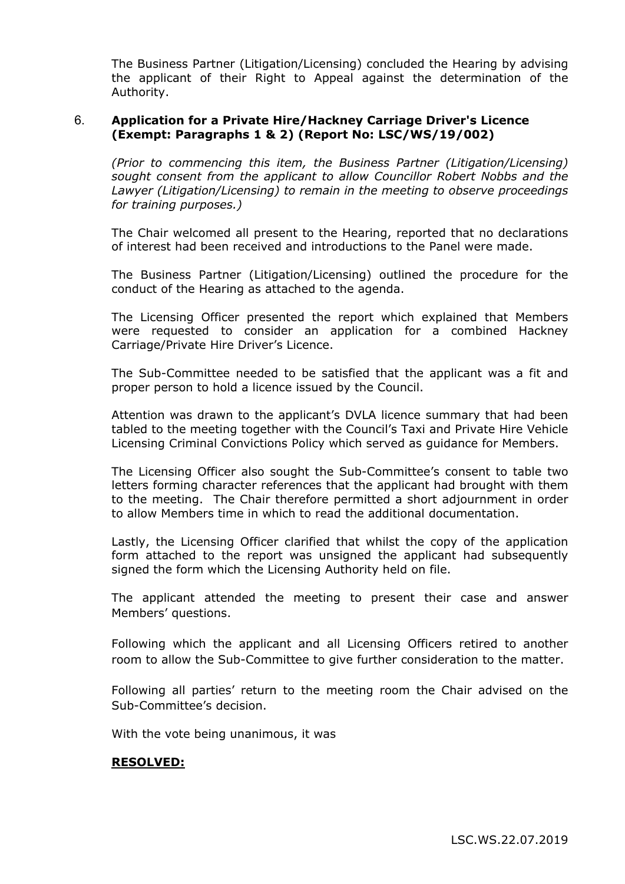The Business Partner (Litigation/Licensing) concluded the Hearing by advising the applicant of their Right to Appeal against the determination of the Authority.

6. **Application for a Private Hire/Hackney Carriage Driver's Licence (Exempt: Paragraphs 1 & 2) (Report No: LSC/WS/19/002)**

*(Prior to commencing this item, the Business Partner (Litigation/Licensing) sought consent from the applicant to allow Councillor Robert Nobbs and the Lawyer (Litigation/Licensing) to remain in the meeting to observe proceedings for training purposes.)*

The Chair welcomed all present to the Hearing, reported that no declarations of interest had been received and introductions to the Panel were made.

The Business Partner (Litigation/Licensing) outlined the procedure for the conduct of the Hearing as attached to the agenda.

The Licensing Officer presented the report which explained that Members were requested to consider an application for a combined Hackney Carriage/Private Hire Driver's Licence.

The Sub-Committee needed to be satisfied that the applicant was a fit and proper person to hold a licence issued by the Council.

Attention was drawn to the applicant's DVLA licence summary that had been tabled to the meeting together with the Council's Taxi and Private Hire Vehicle Licensing Criminal Convictions Policy which served as guidance for Members.

The Licensing Officer also sought the Sub-Committee's consent to table two letters forming character references that the applicant had brought with them to the meeting. The Chair therefore permitted a short adjournment in order to allow Members time in which to read the additional documentation.

Lastly, the Licensing Officer clarified that whilst the copy of the application form attached to the report was unsigned the applicant had subsequently signed the form which the Licensing Authority held on file.

The applicant attended the meeting to present their case and answer Members' questions.

Following which the applicant and all Licensing Officers retired to another room to allow the Sub-Committee to give further consideration to the matter.

Following all parties' return to the meeting room the Chair advised on the Sub-Committee's decision.

With the vote being unanimous, it was

**RESOLVED:**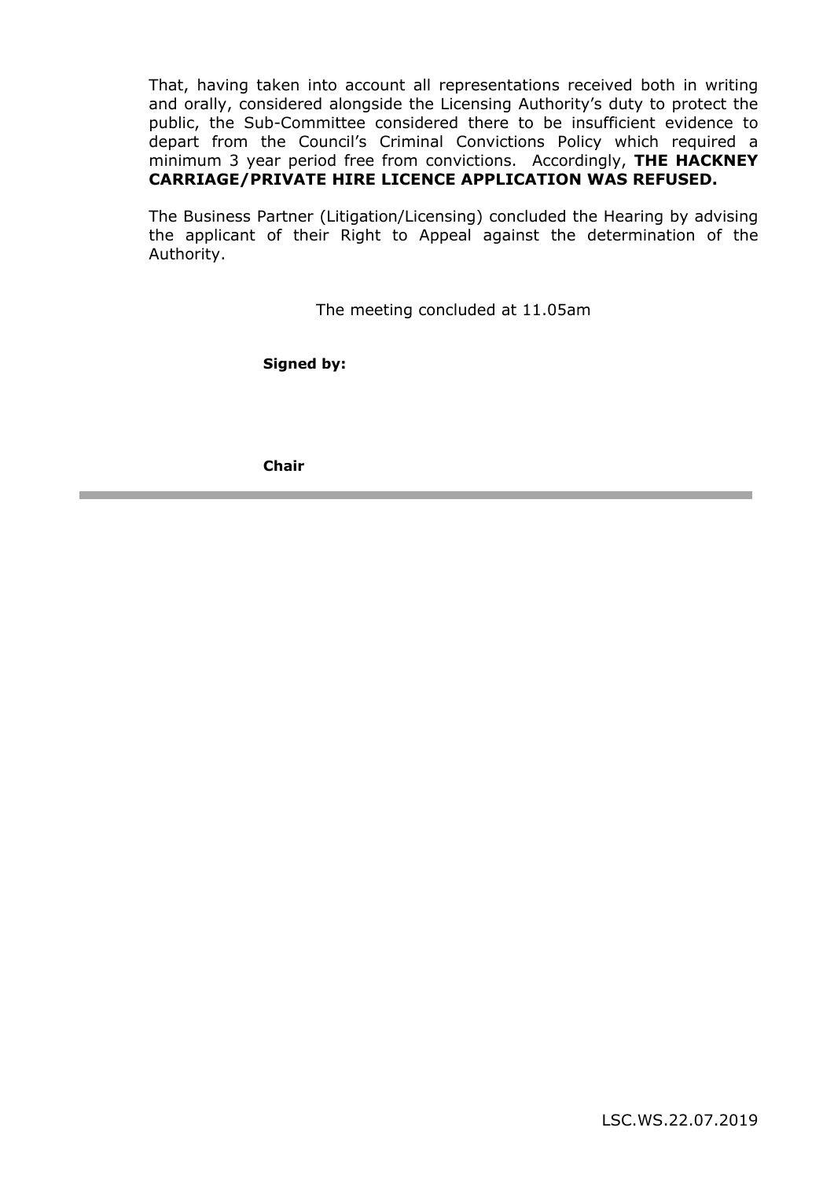That, having taken into account all representations received both in writing and orally, considered alongside the Licensing Authority's duty to protect the public, the Sub-Committee considered there to be insufficient evidence to depart from the Council's Criminal Convictions Policy which required a minimum 3 year period free from convictions. Accordingly, **THE HACKNEY CARRIAGE/PRIVATE HIRE LICENCE APPLICATION WAS REFUSED.**

The Business Partner (Litigation/Licensing) concluded the Hearing by advising the applicant of their Right to Appeal against the determination of the Authority.

The meeting concluded at 11.05am

**Signed by:**

**Chair**